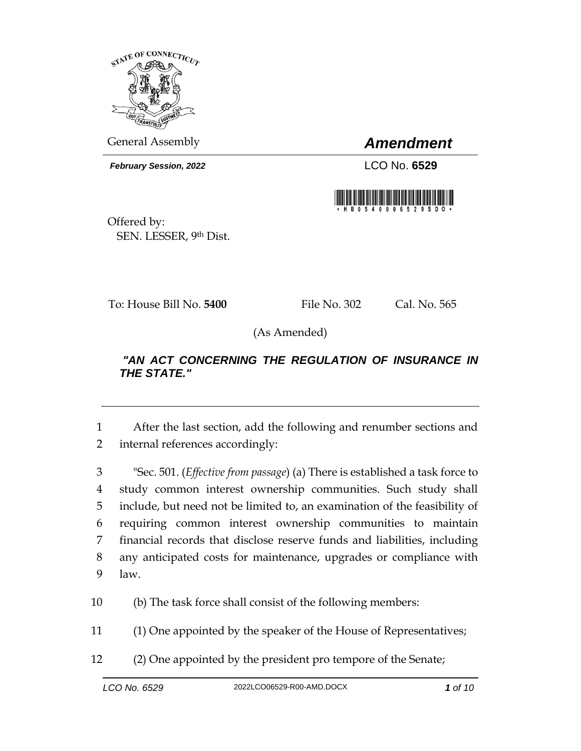General Assembly

# *Amendment*

***February Session, 2022***

LCO No. **6529**

Offered by:
SEN. LESSER, 9th Dist.

To: House Bill No. **5400** File No. 302 Cal. No. 565

(As Amended)

***"AN ACT CONCERNING THE REGULATION OF INSURANCE IN THE STATE."***

---

1 After the last section, add the following and renumber sections and
2 internal references accordingly:

3 "Sec. 501. (*Effective from passage*) (a) There is established a task force to
4 study common interest ownership communities. Such study shall
5 include, but need not be limited to, an examination of the feasibility of
6 requiring common interest ownership communities to maintain
7 financial records that disclose reserve funds and liabilities, including
8 any anticipated costs for maintenance, upgrades or compliance with
9 law.

10 (b) The task force shall consist of the following members:

11 (1) One appointed by the speaker of the House of Representatives;

12 (2) One appointed by the president pro tempore of the Senate;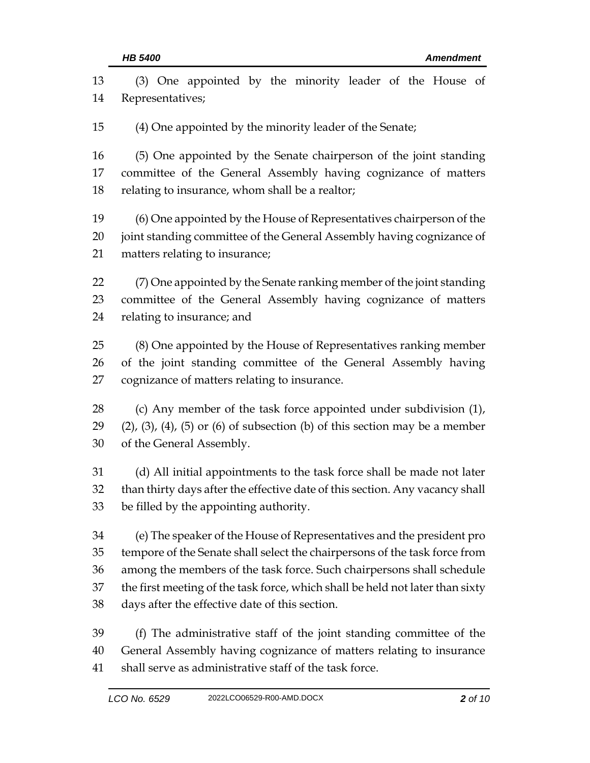(3) One appointed by the minority leader of the House of Representatives;

(4) One appointed by the minority leader of the Senate;

(5) One appointed by the Senate chairperson of the joint standing committee of the General Assembly having cognizance of matters relating to insurance, whom shall be a realtor;

(6) One appointed by the House of Representatives chairperson of the joint standing committee of the General Assembly having cognizance of matters relating to insurance;

(7) One appointed by the Senate ranking member of the joint standing committee of the General Assembly having cognizance of matters relating to insurance; and

(8) One appointed by the House of Representatives ranking member of the joint standing committee of the General Assembly having cognizance of matters relating to insurance.

(c) Any member of the task force appointed under subdivision (1), (2), (3), (4), (5) or (6) of subsection (b) of this section may be a member of the General Assembly.

(d) All initial appointments to the task force shall be made not later than thirty days after the effective date of this section. Any vacancy shall be filled by the appointing authority.

(e) The speaker of the House of Representatives and the president pro tempore of the Senate shall select the chairpersons of the task force from among the members of the task force. Such chairpersons shall schedule the first meeting of the task force, which shall be held not later than sixty days after the effective date of this section.

(f) The administrative staff of the joint standing committee of the General Assembly having cognizance of matters relating to insurance shall serve as administrative staff of the task force.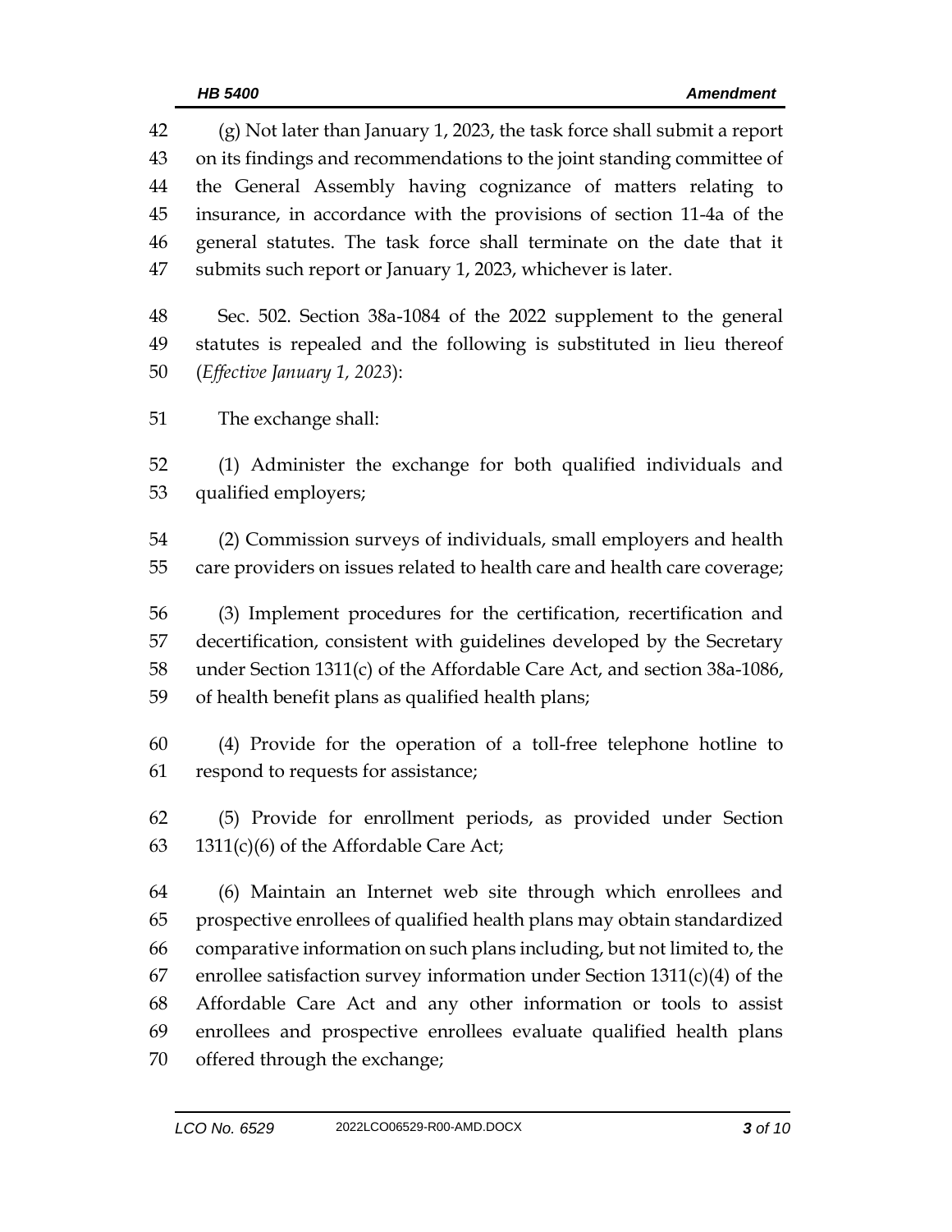(g) Not later than January 1, 2023, the task force shall submit a report on its findings and recommendations to the joint standing committee of the General Assembly having cognizance of matters relating to insurance, in accordance with the provisions of section 11-4a of the general statutes. The task force shall terminate on the date that it submits such report or January 1, 2023, whichever is later.

Sec. 502. Section 38a-1084 of the 2022 supplement to the general statutes is repealed and the following is substituted in lieu thereof (*Effective January 1, 2023*):

The exchange shall:

(1) Administer the exchange for both qualified individuals and qualified employers;

(2) Commission surveys of individuals, small employers and health care providers on issues related to health care and health care coverage;

(3) Implement procedures for the certification, recertification and decertification, consistent with guidelines developed by the Secretary under Section 1311(c) of the Affordable Care Act, and section 38a-1086, of health benefit plans as qualified health plans;

(4) Provide for the operation of a toll-free telephone hotline to respond to requests for assistance;

(5) Provide for enrollment periods, as provided under Section 1311(c)(6) of the Affordable Care Act;

(6) Maintain an Internet web site through which enrollees and prospective enrollees of qualified health plans may obtain standardized comparative information on such plans including, but not limited to, the enrollee satisfaction survey information under Section 1311(c)(4) of the Affordable Care Act and any other information or tools to assist enrollees and prospective enrollees evaluate qualified health plans offered through the exchange;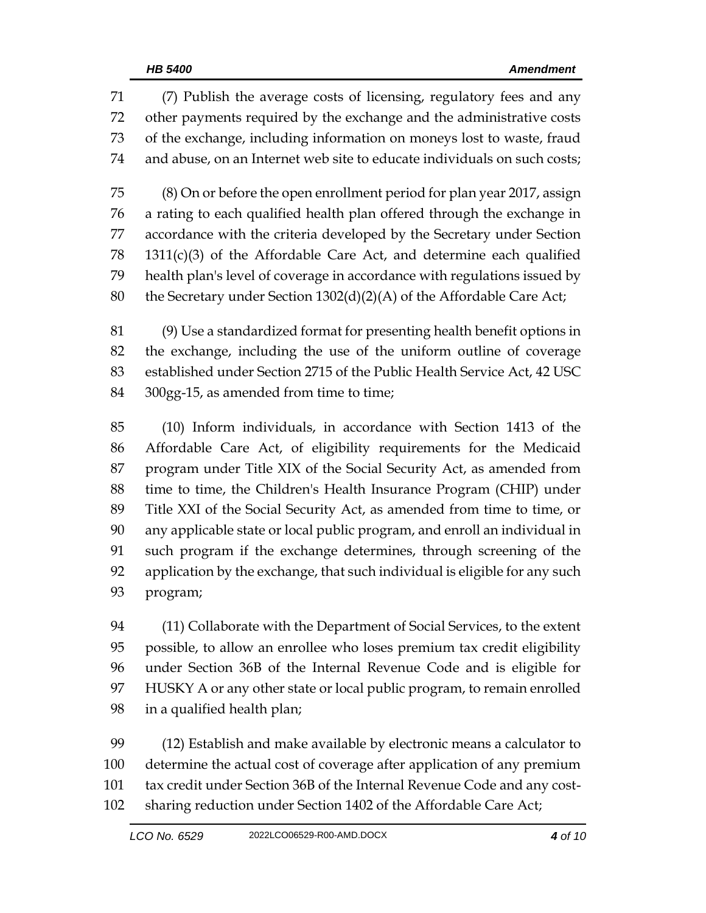(7) Publish the average costs of licensing, regulatory fees and any other payments required by the exchange and the administrative costs of the exchange, including information on moneys lost to waste, fraud and abuse, on an Internet web site to educate individuals on such costs;

(8) On or before the open enrollment period for plan year 2017, assign a rating to each qualified health plan offered through the exchange in accordance with the criteria developed by the Secretary under Section 1311(c)(3) of the Affordable Care Act, and determine each qualified health plan's level of coverage in accordance with regulations issued by the Secretary under Section 1302(d)(2)(A) of the Affordable Care Act;

(9) Use a standardized format for presenting health benefit options in the exchange, including the use of the uniform outline of coverage established under Section 2715 of the Public Health Service Act, 42 USC 300gg-15, as amended from time to time;

(10) Inform individuals, in accordance with Section 1413 of the Affordable Care Act, of eligibility requirements for the Medicaid program under Title XIX of the Social Security Act, as amended from time to time, the Children's Health Insurance Program (CHIP) under Title XXI of the Social Security Act, as amended from time to time, or any applicable state or local public program, and enroll an individual in such program if the exchange determines, through screening of the application by the exchange, that such individual is eligible for any such program;

(11) Collaborate with the Department of Social Services, to the extent possible, to allow an enrollee who loses premium tax credit eligibility under Section 36B of the Internal Revenue Code and is eligible for HUSKY A or any other state or local public program, to remain enrolled in a qualified health plan;

(12) Establish and make available by electronic means a calculator to determine the actual cost of coverage after application of any premium tax credit under Section 36B of the Internal Revenue Code and any cost-sharing reduction under Section 1402 of the Affordable Care Act;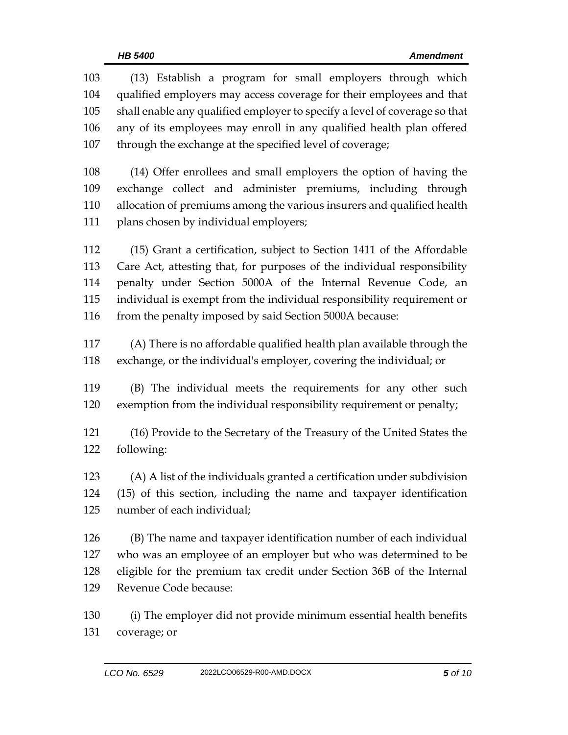(13) Establish a program for small employers through which qualified employers may access coverage for their employees and that shall enable any qualified employer to specify a level of coverage so that any of its employees may enroll in any qualified health plan offered through the exchange at the specified level of coverage;

(14) Offer enrollees and small employers the option of having the exchange collect and administer premiums, including through allocation of premiums among the various insurers and qualified health plans chosen by individual employers;

(15) Grant a certification, subject to Section 1411 of the Affordable Care Act, attesting that, for purposes of the individual responsibility penalty under Section 5000A of the Internal Revenue Code, an individual is exempt from the individual responsibility requirement or from the penalty imposed by said Section 5000A because:

(A) There is no affordable qualified health plan available through the exchange, or the individual's employer, covering the individual; or

(B) The individual meets the requirements for any other such exemption from the individual responsibility requirement or penalty;

(16) Provide to the Secretary of the Treasury of the United States the following:

(A) A list of the individuals granted a certification under subdivision (15) of this section, including the name and taxpayer identification number of each individual;

(B) The name and taxpayer identification number of each individual who was an employee of an employer but who was determined to be eligible for the premium tax credit under Section 36B of the Internal Revenue Code because:

(i) The employer did not provide minimum essential health benefits coverage; or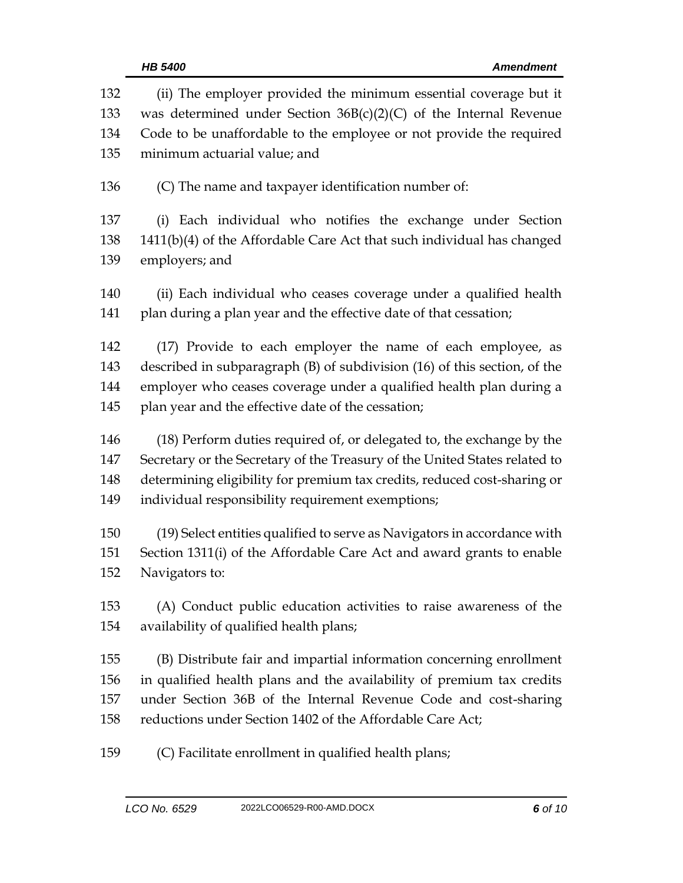(ii) The employer provided the minimum essential coverage but it was determined under Section 36B(c)(2)(C) of the Internal Revenue Code to be unaffordable to the employee or not provide the required minimum actuarial value; and

(C) The name and taxpayer identification number of:

(i) Each individual who notifies the exchange under Section 1411(b)(4) of the Affordable Care Act that such individual has changed employers; and

(ii) Each individual who ceases coverage under a qualified health plan during a plan year and the effective date of that cessation;

(17) Provide to each employer the name of each employee, as described in subparagraph (B) of subdivision (16) of this section, of the employer who ceases coverage under a qualified health plan during a plan year and the effective date of the cessation;

(18) Perform duties required of, or delegated to, the exchange by the Secretary or the Secretary of the Treasury of the United States related to determining eligibility for premium tax credits, reduced cost-sharing or individual responsibility requirement exemptions;

(19) Select entities qualified to serve as Navigators in accordance with Section 1311(i) of the Affordable Care Act and award grants to enable Navigators to:

(A) Conduct public education activities to raise awareness of the availability of qualified health plans;

(B) Distribute fair and impartial information concerning enrollment in qualified health plans and the availability of premium tax credits under Section 36B of the Internal Revenue Code and cost-sharing reductions under Section 1402 of the Affordable Care Act;

(C) Facilitate enrollment in qualified health plans;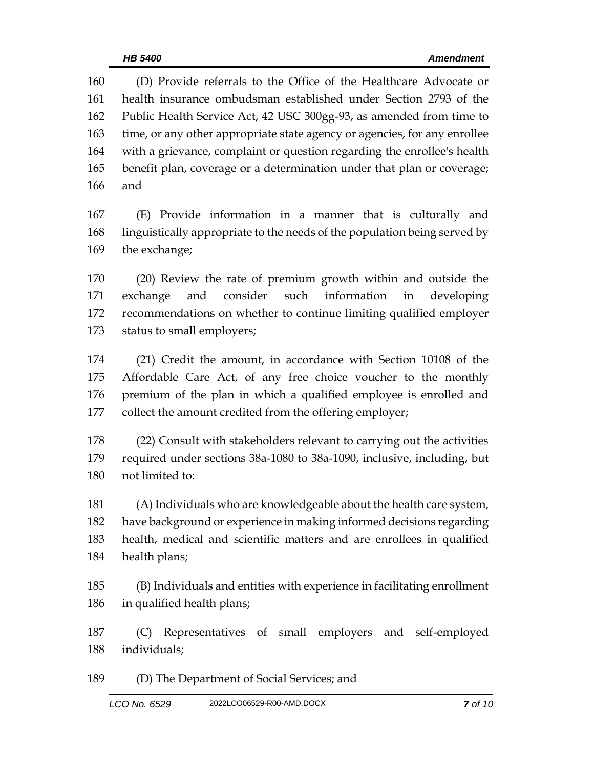(D) Provide referrals to the Office of the Healthcare Advocate or health insurance ombudsman established under Section 2793 of the Public Health Service Act, 42 USC 300gg-93, as amended from time to time, or any other appropriate state agency or agencies, for any enrollee with a grievance, complaint or question regarding the enrollee's health benefit plan, coverage or a determination under that plan or coverage; and

(E) Provide information in a manner that is culturally and linguistically appropriate to the needs of the population being served by the exchange;

(20) Review the rate of premium growth within and outside the exchange and consider such information in developing recommendations on whether to continue limiting qualified employer status to small employers;

(21) Credit the amount, in accordance with Section 10108 of the Affordable Care Act, of any free choice voucher to the monthly premium of the plan in which a qualified employee is enrolled and collect the amount credited from the offering employer;

(22) Consult with stakeholders relevant to carrying out the activities required under sections 38a-1080 to 38a-1090, inclusive, including, but not limited to:

(A) Individuals who are knowledgeable about the health care system, have background or experience in making informed decisions regarding health, medical and scientific matters and are enrollees in qualified health plans;

(B) Individuals and entities with experience in facilitating enrollment in qualified health plans;

(C) Representatives of small employers and self-employed individuals;

(D) The Department of Social Services; and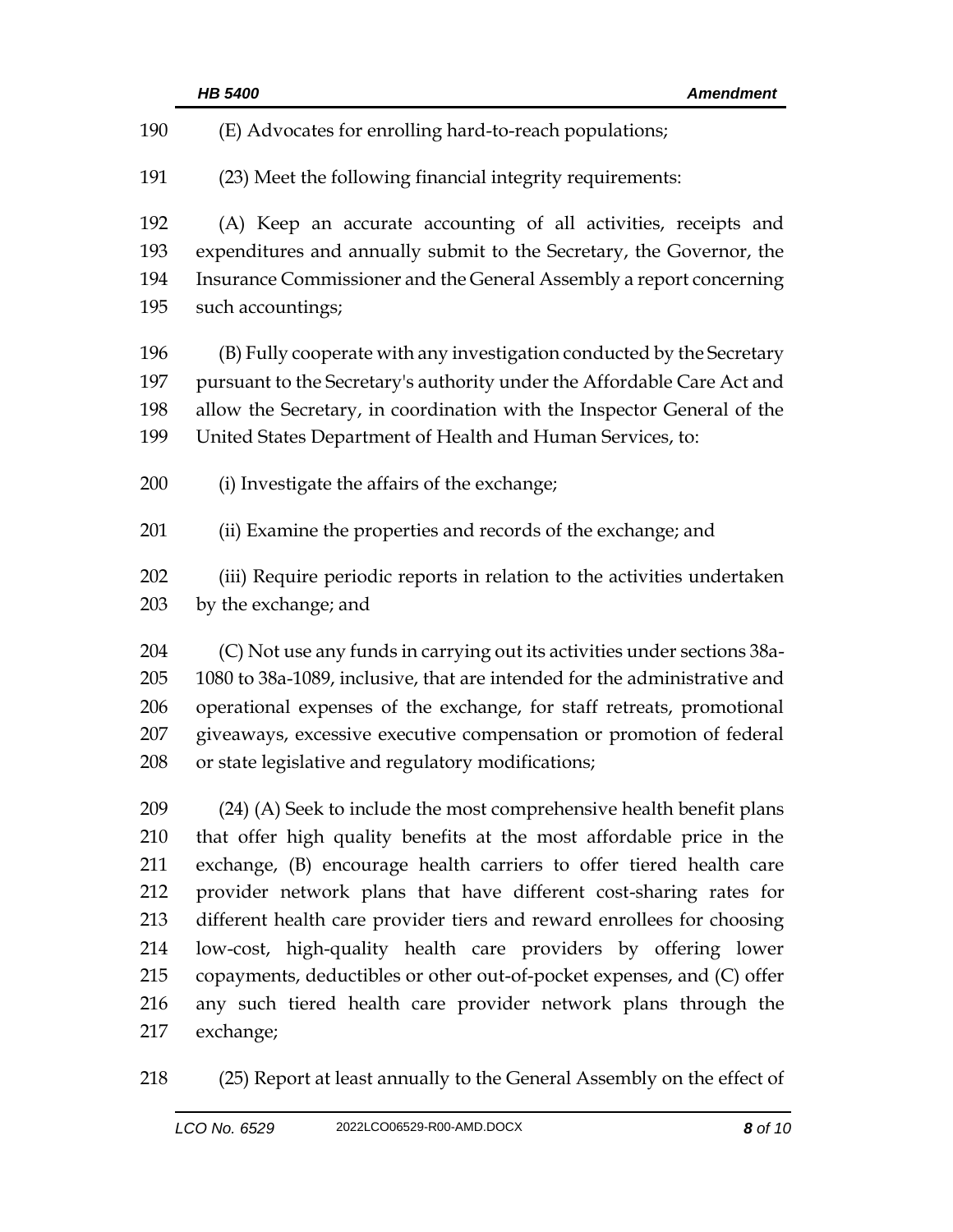(E) Advocates for enrolling hard-to-reach populations;

(23) Meet the following financial integrity requirements:

(A) Keep an accurate accounting of all activities, receipts and expenditures and annually submit to the Secretary, the Governor, the Insurance Commissioner and the General Assembly a report concerning such accountings;

(B) Fully cooperate with any investigation conducted by the Secretary pursuant to the Secretary's authority under the Affordable Care Act and allow the Secretary, in coordination with the Inspector General of the United States Department of Health and Human Services, to:

(i) Investigate the affairs of the exchange;

(ii) Examine the properties and records of the exchange; and

(iii) Require periodic reports in relation to the activities undertaken by the exchange; and

(C) Not use any funds in carrying out its activities under sections 38a-1080 to 38a-1089, inclusive, that are intended for the administrative and operational expenses of the exchange, for staff retreats, promotional giveaways, excessive executive compensation or promotion of federal or state legislative and regulatory modifications;

(24) (A) Seek to include the most comprehensive health benefit plans that offer high quality benefits at the most affordable price in the exchange, (B) encourage health carriers to offer tiered health care provider network plans that have different cost-sharing rates for different health care provider tiers and reward enrollees for choosing low-cost, high-quality health care providers by offering lower copayments, deductibles or other out-of-pocket expenses, and (C) offer any such tiered health care provider network plans through the exchange;

(25) Report at least annually to the General Assembly on the effect of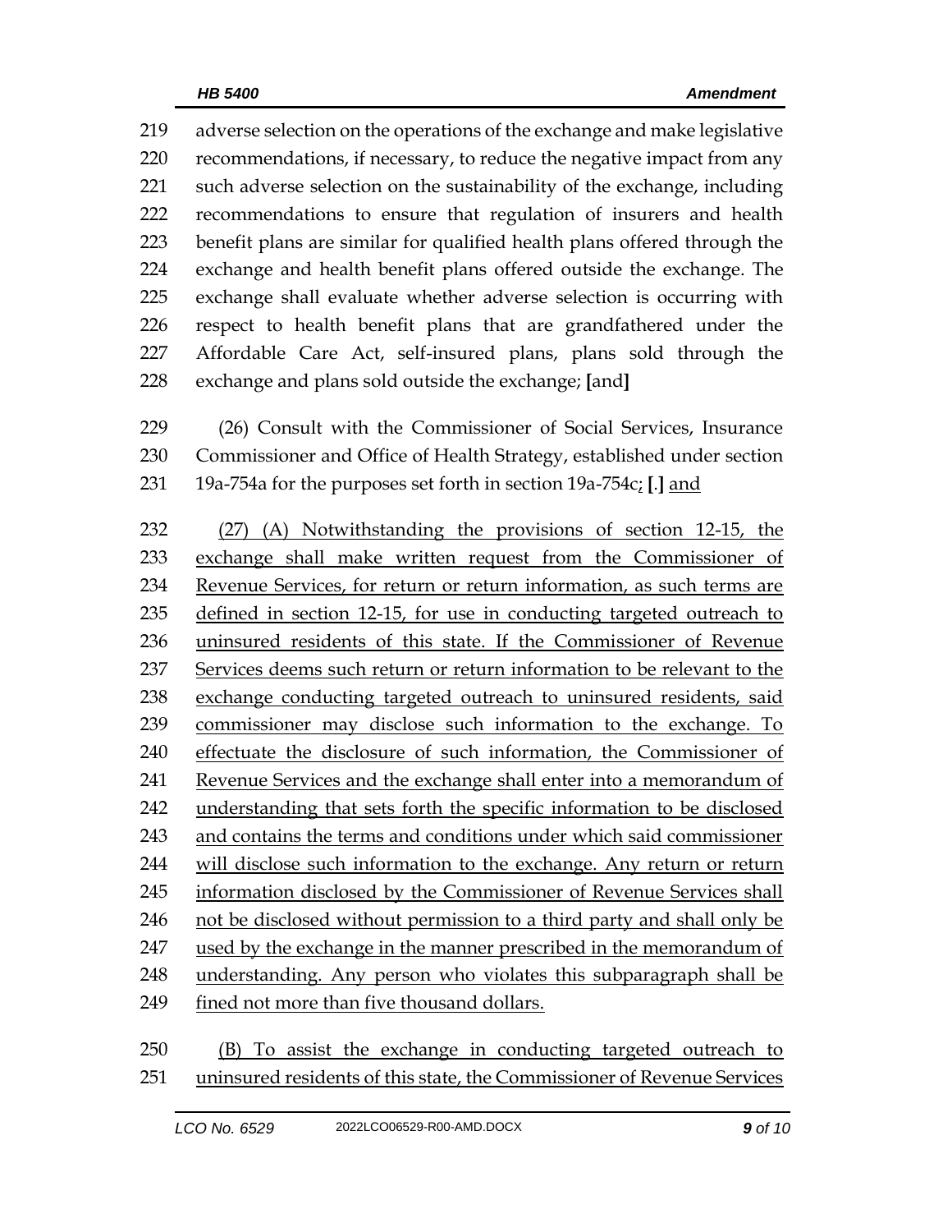adverse selection on the operations of the exchange and make legislative recommendations, if necessary, to reduce the negative impact from any such adverse selection on the sustainability of the exchange, including recommendations to ensure that regulation of insurers and health benefit plans are similar for qualified health plans offered through the exchange and health benefit plans offered outside the exchange. The exchange shall evaluate whether adverse selection is occurring with respect to health benefit plans that are grandfathered under the Affordable Care Act, self-insured plans, plans sold through the exchange and plans sold outside the exchange; **[**and**]**

(26) Consult with the Commissioner of Social Services, Insurance Commissioner and Office of Health Strategy, established under section 19a-754a for the purposes set forth in section 19a-754c; **[**.**]** <u>and</u>

<u>(27) (A) Notwithstanding the provisions of section 12-15, the exchange shall make written request from the Commissioner of Revenue Services, for return or return information, as such terms are defined in section 12-15, for use in conducting targeted outreach to uninsured residents of this state. If the Commissioner of Revenue Services deems such return or return information to be relevant to the exchange conducting targeted outreach to uninsured residents, said commissioner may disclose such information to the exchange. To effectuate the disclosure of such information, the Commissioner of Revenue Services and the exchange shall enter into a memorandum of understanding that sets forth the specific information to be disclosed and contains the terms and conditions under which said commissioner will disclose such information to the exchange. Any return or return information disclosed by the Commissioner of Revenue Services shall not be disclosed without permission to a third party and shall only be used by the exchange in the manner prescribed in the memorandum of understanding. Any person who violates this subparagraph shall be fined not more than five thousand dollars.</u>

<u>(B) To assist the exchange in conducting targeted outreach to uninsured residents of this state, the Commissioner of Revenue Services</u>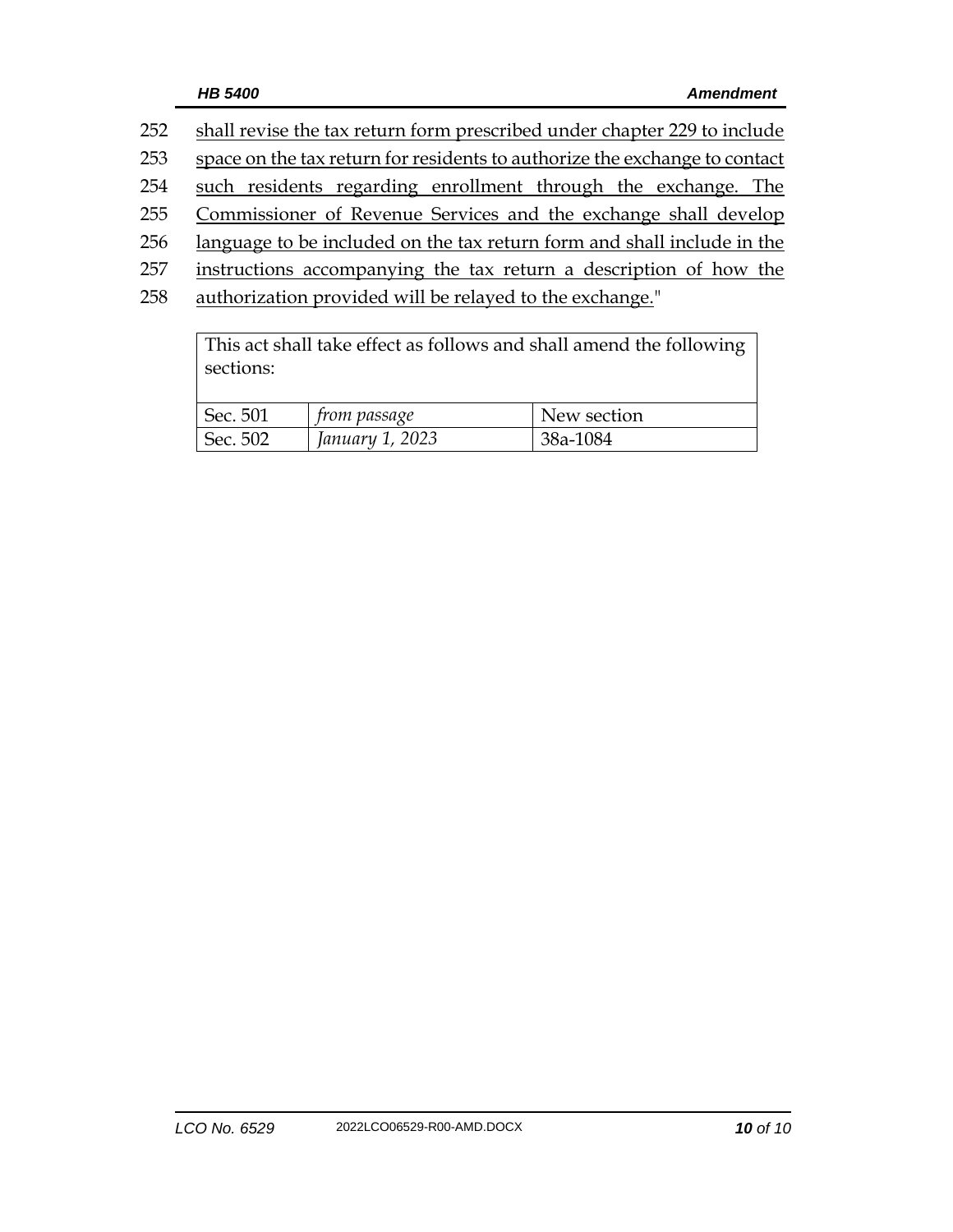252 shall revise the tax return form prescribed under chapter 229 to include
253 space on the tax return for residents to authorize the exchange to contact
254 such residents regarding enrollment through the exchange. The
255 Commissioner of Revenue Services and the exchange shall develop
256 language to be included on the tax return form and shall include in the
257 instructions accompanying the tax return a description of how the
258 authorization provided will be relayed to the exchange."

| This act shall take effect as follows and shall amend the following sections: | | |
|---|---|---|
| Sec. 501 | *from passage* | New section |
| Sec. 502 | *January 1, 2023* | 38a-1084 |